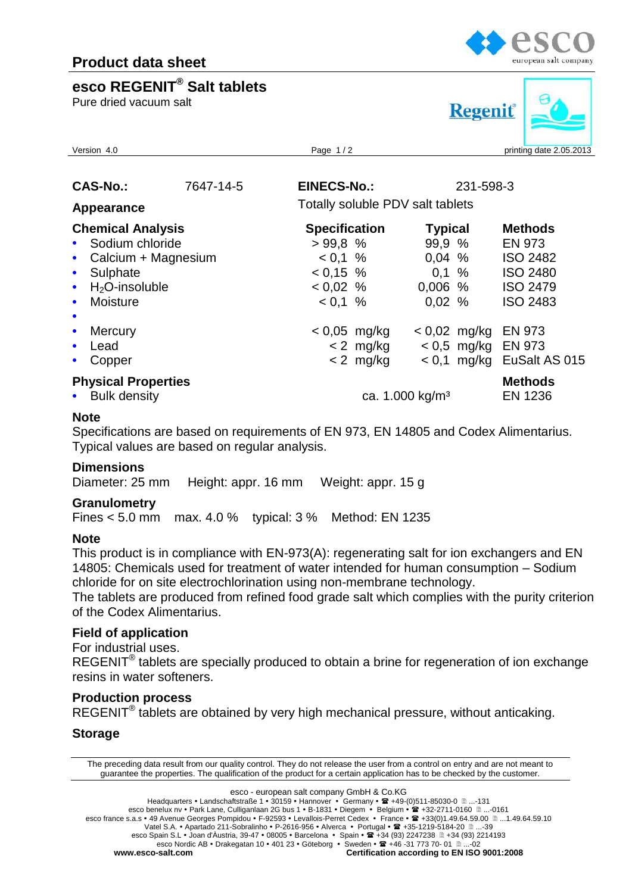# Product data sheet

## esco REGENIT® Salt tablets

Pure dried vacuum salt

Version 4.0 | printing date 2.05.2013

| **CAS-No.:** | 7647-14-5 | **EINECS-No.:** | 231-598-3 |
|---|---|---|---|

**Appearance** — Totally soluble PDV salt tablets

| **Chemical Analysis** | **Specification** | **Typical** | **Methods** |
|---|---|---|---|
| Sodium chloride | > 99,8 % | 99,9 % | EN 973 |
| Calcium + Magnesium | < 0,1 % | 0,04 % | ISO 2482 |
| Sulphate | < 0,15 % | 0,1 % | ISO 2480 |
| $H_2O$-insoluble | < 0,02 % | 0,006 % | ISO 2479 |
| Moisture | < 0,1 % | 0,02 % | ISO 2483 |
| | | | |
| Mercury | < 0,05 mg/kg | < 0,02 mg/kg | EN 973 |
| Lead | < 2 mg/kg | < 0,5 mg/kg | EN 973 |
| Copper | < 2 mg/kg | < 0,1 mg/kg | EuSalt AS 015 |

| **Physical Properties** | | **Methods** |
|---|---|---|
| Bulk density | ca. 1.000 kg/m³ | EN 1236 |

### Note

Specifications are based on requirements of EN 973, EN 14805 and Codex Alimentarius. Typical values are based on regular analysis.

### Dimensions

Diameter: 25 mm   Height: appr. 16 mm   Weight: appr. 15 g

### Granulometry

Fines < 5.0 mm   max. 4.0 %   typical: 3 %   Method: EN 1235

### Note

This product is in compliance with EN-973(A): regenerating salt for ion exchangers and EN 14805: Chemicals used for treatment of water intended for human consumption – Sodium chloride for on site electrochlorination using non-membrane technology.
The tablets are produced from refined food grade salt which complies with the purity criterion of the Codex Alimentarius.

### Field of application

For industrial uses.
REGENIT® tablets are specially produced to obtain a brine for regeneration of ion exchange resins in water softeners.

### Production process

REGENIT® tablets are obtained by very high mechanical pressure, without anticaking.

### Storage

The preceding data result from our quality control. They do not release the user from a control on entry and are not meant to guarantee the properties. The qualification of the product for a certain application has to be checked by the customer.

esco - european salt company GmbH & Co.KG
Headquarters • Landschaftstraße 1 • 30159 • Hannover • Germany • ☎ +49-(0)511-85030-0 ...-131
esco benelux nv • Park Lane, Culliganlaan 2G bus 1 • B-1831 • Diegem • Belgium • ☎ +32-2711-0160 ...-0161
esco france s.a.s • 49 Avenue Georges Pompidou • F-92593 • Levallois-Perret Cedex • France • ☎ +33(0)1.49.64.59.00 ...1.49.64.59.10
Vatel S.A. • Apartado 211-Sobralinho • P-2616-956 • Alverca • Portugal • ☎ +35-1219-5184-20 ...-39
esco Spain S.L • Joan d'Àustria, 39-47 • 08005 • Barcelona • Spain • ☎ +34 (93) 2247238 +34 (93) 2214193
esco Nordic AB • Drakegatan 10 • 401 23 • Göteborg • Sweden • ☎ +46 -31 773 70- 01 ...-02
www.esco-salt.com   Certification according to EN ISO 9001:2008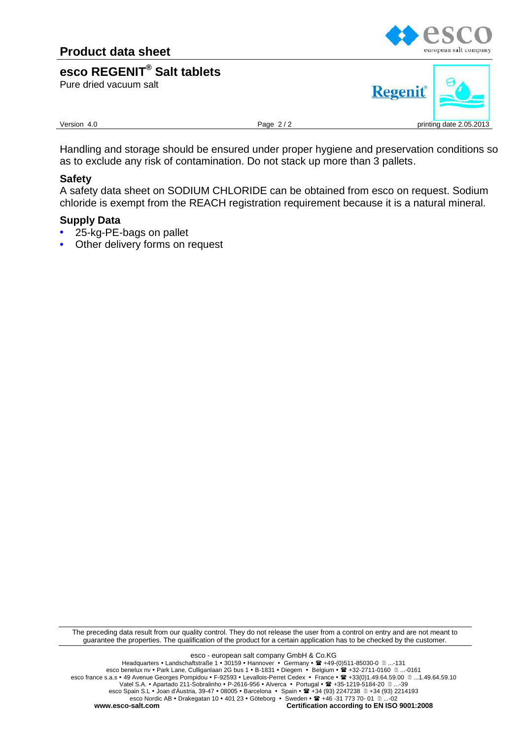Handling and storage should be ensured under proper hygiene and preservation conditions so as to exclude any risk of contamination. Do not stack up more than 3 pallets.

## Safety

A safety data sheet on SODIUM CHLORIDE can be obtained from esco on request. Sodium chloride is exempt from the REACH registration requirement because it is a natural mineral.

## Supply Data

- 25-kg-PE-bags on pallet
- Other delivery forms on request

The preceding data result from our quality control. They do not release the user from a control on entry and are not meant to guarantee the properties. The qualification of the product for a certain application has to be checked by the customer.

esco - european salt company GmbH & Co.KG
Headquarters • Landschaftstraße 1 • 30159 • Hannover • Germany • ☎ +49-(0)511-85030-0 ...-131
esco benelux nv • Park Lane, Culliganlaan 2G bus 1 • B-1831 • Diegem • Belgium • ☎ +32-2711-0160 ...-0161
esco france s.a.s • 49 Avenue Georges Pompidou • F-92593 • Levallois-Perret Cedex • France • ☎ +33(0)1.49.64.59.00 ...1.49.64.59.10
Vatel S.A. • Apartado 211-Sobralinho • P-2616-956 • Alverca • Portugal • ☎ +35-1219-5184-20 ...-39
esco Spain S.L • Joan d'Àustria, 39-47 • 08005 • Barcelona • Spain • ☎ +34 (93) 2247238 +34 (93) 2214193
esco Nordic AB • Drakegatan 10 • 401 23 • Göteborg • Sweden • ☎ +46 -31 773 70- 01 ...-02
**www.esco-salt.com** **Certification according to EN ISO 9001:2008**